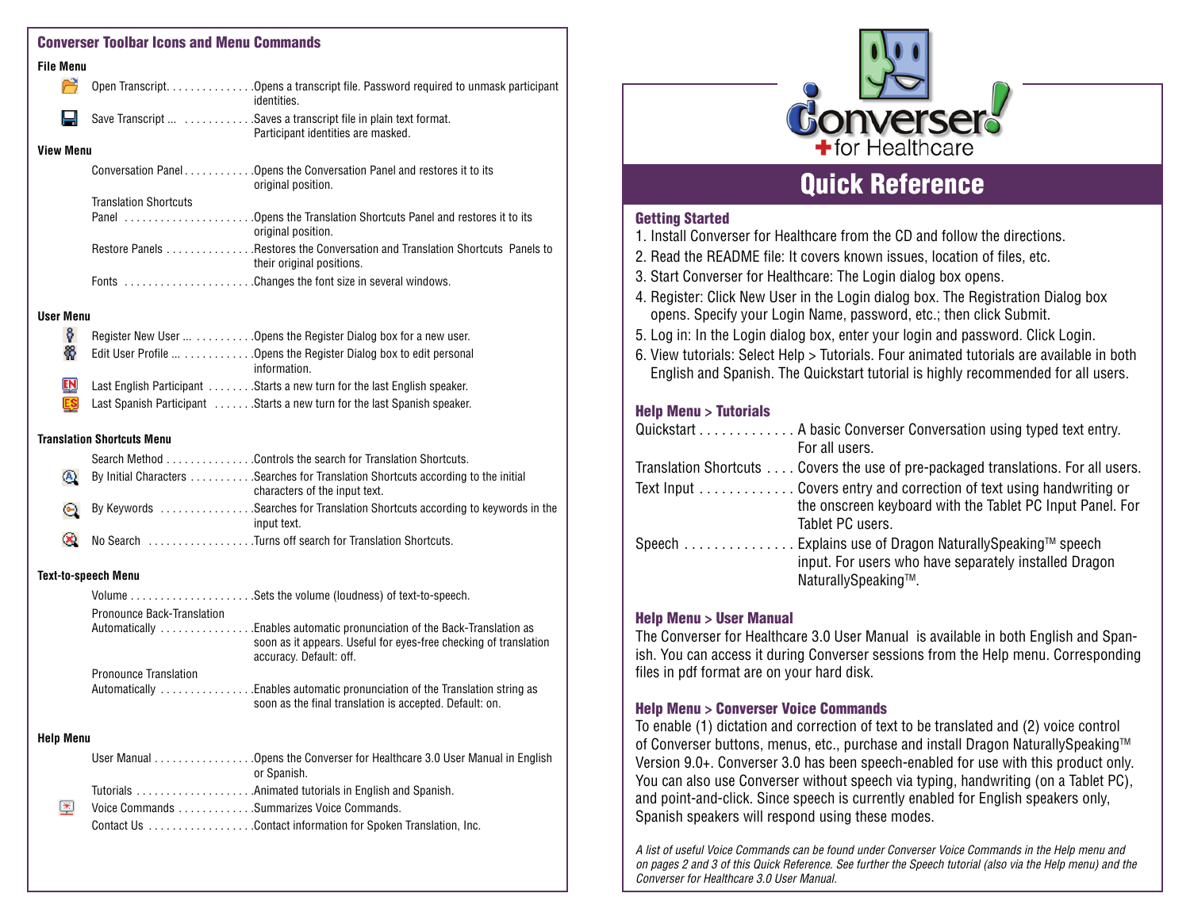## Converser Toolbar Icons and Menu Commands

### File Menu

| | |
|---|---|
| Open Transcript | Opens a transcript file. Password required to unmask participant identities. |
| Save Transcript ... | Saves a transcript file in plain text format. Participant identities are masked. |

### View Menu

| | |
|---|---|
| Conversation Panel | Opens the Conversation Panel and restores it to its original position. |
| Translation Shortcuts Panel | Opens the Translation Shortcuts Panel and restores it to its original position. |
| Restore Panels | Restores the Conversation and Translation Shortcuts Panels to their original positions. |
| Fonts | Changes the font size in several windows. |

### User Menu

| | |
|---|---|
| Register New User ... | Opens the Register Dialog box for a new user. |
| Edit User Profile ... | Opens the Register Dialog box to edit personal information. |
| Last English Participant | Starts a new turn for the last English speaker. |
| Last Spanish Participant | Starts a new turn for the last Spanish speaker. |

### Translation Shortcuts Menu

| | |
|---|---|
| Search Method | Controls the search for Translation Shortcuts. |
| By Initial Characters | Searches for Translation Shortcuts according to the initial characters of the input text. |
| By Keywords | Searches for Translation Shortcuts according to keywords in the input text. |
| No Search | Turns off search for Translation Shortcuts. |

### Text-to-speech Menu

| | |
|---|---|
| Volume | Sets the volume (loudness) of text-to-speech. |
| Pronounce Back-Translation Automatically | Enables automatic pronunciation of the Back-Translation as soon as it appears. Useful for eyes-free checking of translation accuracy. Default: off. |
| Pronounce Translation Automatically | Enables automatic pronunciation of the Translation string as soon as the final translation is accepted. Default: on. |

### Help Menu

| | |
|---|---|
| User Manual | Opens the Converser for Healthcare 3.0 User Manual in English or Spanish. |
| Tutorials | Animated tutorials in English and Spanish. |
| Voice Commands | Summarizes Voice Commands. |
| Contact Us | Contact information for Spoken Translation, Inc. |

# Converser! for Healthcare

# Quick Reference

## Getting Started

1. Install Converser for Healthcare from the CD and follow the directions.
2. Read the README file: It covers known issues, location of files, etc.
3. Start Converser for Healthcare: The Login dialog box opens.
4. Register: Click New User in the Login dialog box. The Registration Dialog box opens. Specify your Login Name, password, etc.; then click Submit.
5. Log in: In the Login dialog box, enter your login and password. Click Login.
6. View tutorials: Select Help > Tutorials. Four animated tutorials are available in both English and Spanish. The Quickstart tutorial is highly recommended for all users.

## Help Menu > Tutorials

| | |
|---|---|
| Quickstart | A basic Converser Conversation using typed text entry. For all users. |
| Translation Shortcuts | Covers the use of pre-packaged translations. For all users. |
| Text Input | Covers entry and correction of text using handwriting or the onscreen keyboard with the Tablet PC Input Panel. For Tablet PC users. |
| Speech | Explains use of Dragon NaturallySpeaking™ speech input. For users who have separately installed Dragon NaturallySpeaking™. |

## Help Menu > User Manual

The Converser for Healthcare 3.0 User Manual is available in both English and Spanish. You can access it during Converser sessions from the Help menu. Corresponding files in pdf format are on your hard disk.

## Help Menu > Converser Voice Commands

To enable (1) dictation and correction of text to be translated and (2) voice control of Converser buttons, menus, etc., purchase and install Dragon NaturallySpeaking™ Version 9.0+. Converser 3.0 has been speech-enabled for use with this product only. You can also use Converser without speech via typing, handwriting (on a Tablet PC), and point-and-click. Since speech is currently enabled for English speakers only, Spanish speakers will respond using these modes.

*A list of useful Voice Commands can be found under Converser Voice Commands in the Help menu and on pages 2 and 3 of this Quick Reference. See further the Speech tutorial (also via the Help menu) and the Converser for Healthcare 3.0 User Manual.*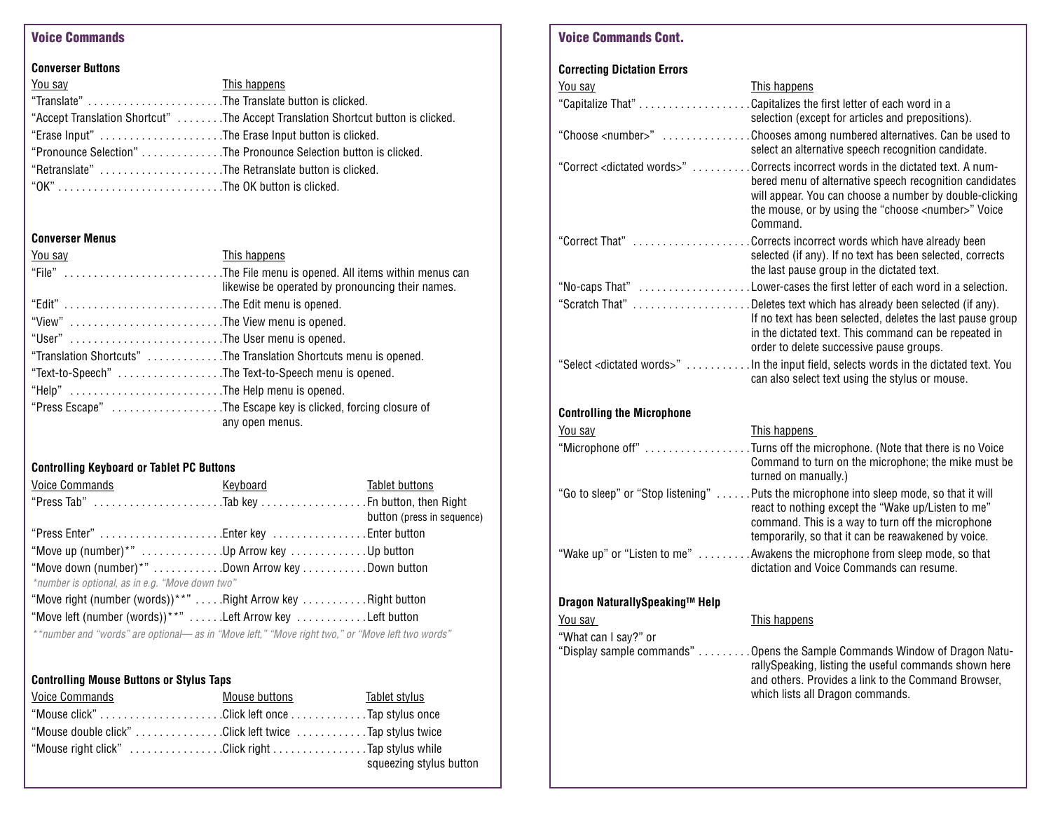## Voice Commands

### Converser Buttons

| You say | This happens |
|---|---|
| "Translate" | The Translate button is clicked. |
| "Accept Translation Shortcut" | The Accept Translation Shortcut button is clicked. |
| "Erase Input" | The Erase Input button is clicked. |
| "Pronounce Selection" | The Pronounce Selection button is clicked. |
| "Retranslate" | The Retranslate button is clicked. |
| "OK" | The OK button is clicked. |

### Converser Menus

| You say | This happens |
|---|---|
| "File" | The File menu is opened. All items within menus can likewise be operated by pronouncing their names. |
| "Edit" | The Edit menu is opened. |
| "View" | The View menu is opened. |
| "User" | The User menu is opened. |
| "Translation Shortcuts" | The Translation Shortcuts menu is opened. |
| "Text-to-Speech" | The Text-to-Speech menu is opened. |
| "Help" | The Help menu is opened. |
| "Press Escape" | The Escape key is clicked, forcing closure of any open menus. |

### Controlling Keyboard or Tablet PC Buttons

| Voice Commands | Keyboard | Tablet buttons |
|---|---|---|
| "Press Tab" | Tab key | Fn button, then Right button (press in sequence) |
| "Press Enter" | Enter key | Enter button |
| "Move up (number)*" | Up Arrow key | Up button |
| "Move down (number)*" | Down Arrow key | Down button |
| "Move right (number (words))**" | Right Arrow key | Right button |
| "Move left (number (words))**" | Left Arrow key | Left button |

*number is optional, as in e.g. "Move down two"

**number and "words" are optional— as in "Move left," "Move right two," or "Move left two words"

### Controlling Mouse Buttons or Stylus Taps

| Voice Commands | Mouse buttons | Tablet stylus |
|---|---|---|
| "Mouse click" | Click left once | Tap stylus once |
| "Mouse double click" | Click left twice | Tap stylus twice |
| "Mouse right click" | Click right | Tap stylus while squeezing stylus button |

## Voice Commands Cont.

### Correcting Dictation Errors

| You say | This happens |
|---|---|
| "Capitalize That" | Capitalizes the first letter of each word in a selection (except for articles and prepositions). |
| "Choose <number>" | Chooses among numbered alternatives. Can be used to select an alternative speech recognition candidate. |
| "Correct <dictated words>" | Corrects incorrect words in the dictated text. A numbered menu of alternative speech recognition candidates will appear. You can choose a number by double-clicking the mouse, or by using the "choose <number>" Voice Command. |
| "Correct That" | Corrects incorrect words which have already been selected (if any). If no text has been selected, corrects the last pause group in the dictated text. |
| "No-caps That" | Lower-cases the first letter of each word in a selection. |
| "Scratch That" | Deletes text which has already been selected (if any). If no text has been selected, deletes the last pause group in the dictated text. This command can be repeated in order to delete successive pause groups. |
| "Select <dictated words>" | In the input field, selects words in the dictated text. You can also select text using the stylus or mouse. |

### Controlling the Microphone

| You say | This happens |
|---|---|
| "Microphone off" | Turns off the microphone. (Note that there is no Voice Command to turn on the microphone; the mike must be turned on manually.) |
| "Go to sleep" or "Stop listening" | Puts the microphone into sleep mode, so that it will react to nothing except the "Wake up/Listen to me" command. This is a way to turn off the microphone temporarily, so that it can be reawakened by voice. |
| "Wake up" or "Listen to me" | Awakens the microphone from sleep mode, so that dictation and Voice Commands can resume. |

### Dragon NaturallySpeaking™ Help

| You say | This happens |
|---|---|
| "What can I say?" or "Display sample commands" | Opens the Sample Commands Window of Dragon NaturallySpeaking, listing the useful commands shown here and others. Provides a link to the Command Browser, which lists all Dragon commands. |